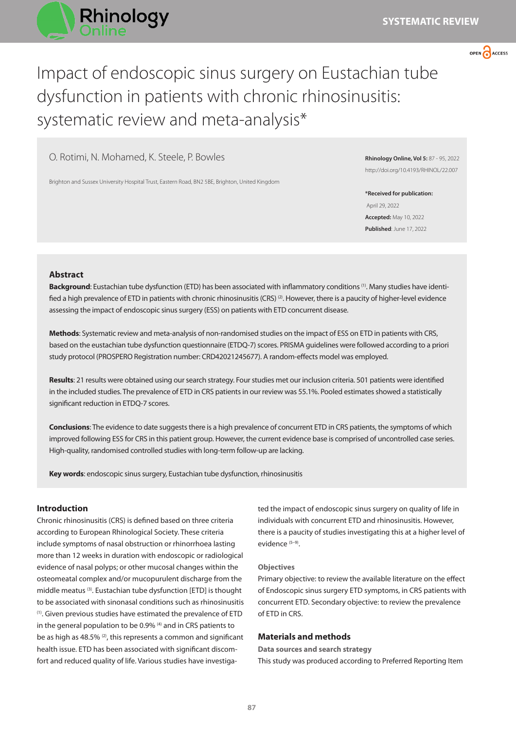SYSTEMATIC REVIEW

# Impact of endoscopic sinus surgery on Eustachian tube dysfunction in patients with chronic rhinosinusitis: systematic review and meta-analysis*

O. Rotimi, N. Mohamed, K. Steele, P. Bowles

Brighton and Sussex University Hospital Trust, Eastern Road, BN2 5BE, Brighton, United Kingdom

**Rhinology Online, Vol 5:** 87 - 95, 2022
http://doi.org/10.4193/RHINOL/22.007

***Received for publication:** April 29, 2022
**Accepted:** May 10, 2022
**Published**: June 17, 2022

## Abstract

**Background**: Eustachian tube dysfunction (ETD) has been associated with inflammatory conditions [1]. Many studies have identified a high prevalence of ETD in patients with chronic rhinosinusitis (CRS) [2]. However, there is a paucity of higher-level evidence assessing the impact of endoscopic sinus surgery (ESS) on patients with ETD concurrent disease.

**Methods**: Systematic review and meta-analysis of non-randomised studies on the impact of ESS on ETD in patients with CRS, based on the eustachian tube dysfunction questionnaire (ETDQ-7) scores. PRISMA guidelines were followed according to a priori study protocol (PROSPERO Registration number: CRD42021245677). A random-effects model was employed.

**Results**: 21 results were obtained using our search strategy. Four studies met our inclusion criteria. 501 patients were identified in the included studies. The prevalence of ETD in CRS patients in our review was 55.1%. Pooled estimates showed a statistically significant reduction in ETDQ-7 scores.

**Conclusions**: The evidence to date suggests there is a high prevalence of concurrent ETD in CRS patients, the symptoms of which improved following ESS for CRS in this patient group. However, the current evidence base is comprised of uncontrolled case series. High-quality, randomised controlled studies with long-term follow-up are lacking.

**Key words**: endoscopic sinus surgery, Eustachian tube dysfunction, rhinosinusitis

## Introduction

Chronic rhinosinusitis (CRS) is defined based on three criteria according to European Rhinological Society. These criteria include symptoms of nasal obstruction or rhinorrhoea lasting more than 12 weeks in duration with endoscopic or radiological evidence of nasal polyps; or other mucosal changes within the osteomeatal complex and/or mucopurulent discharge from the middle meatus [3]. Eustachian tube dysfunction [ETD] is thought to be associated with sinonasal conditions such as rhinosinusitis [1]. Given previous studies have estimated the prevalence of ETD in the general population to be 0.9% [4] and in CRS patients to be as high as 48.5% [2], this represents a common and significant health issue. ETD has been associated with significant discomfort and reduced quality of life. Various studies have investigated the impact of endoscopic sinus surgery on quality of life in individuals with concurrent ETD and rhinosinusitis. However, there is a paucity of studies investigating this at a higher level of evidence [5–9].

### Objectives

Primary objective: to review the available literature on the effect of Endoscopic sinus surgery ETD symptoms, in CRS patients with concurrent ETD. Secondary objective: to review the prevalence of ETD in CRS.

## Materials and methods

### Data sources and search strategy

This study was produced according to Preferred Reporting Item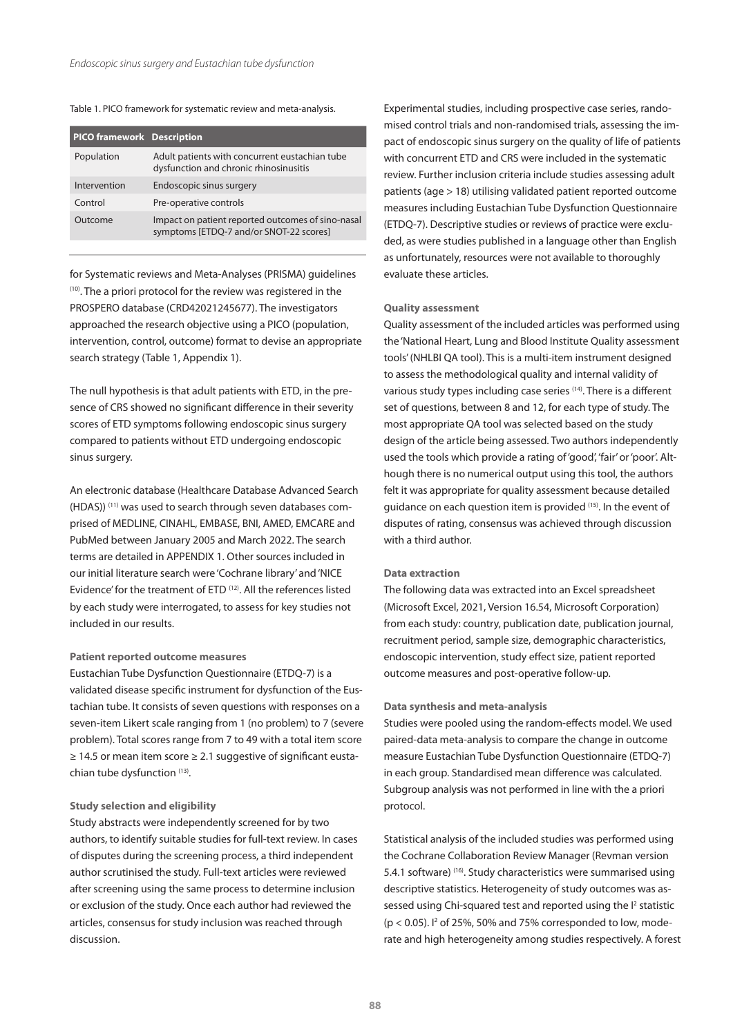Table 1. PICO framework for systematic review and meta-analysis.

| PICO framework | Description |
| --- | --- |
| Population | Adult patients with concurrent eustachian tube dysfunction and chronic rhinosinusitis |
| Intervention | Endoscopic sinus surgery |
| Control | Pre-operative controls |
| Outcome | Impact on patient reported outcomes of sino-nasal symptoms [ETDQ-7 and/or SNOT-22 scores] |

for Systematic reviews and Meta-Analyses (PRISMA) guidelines [10]. The a priori protocol for the review was registered in the PROSPERO database (CRD42021245677). The investigators approached the research objective using a PICO (population, intervention, control, outcome) format to devise an appropriate search strategy (Table 1, Appendix 1).

The null hypothesis is that adult patients with ETD, in the presence of CRS showed no significant difference in their severity scores of ETD symptoms following endoscopic sinus surgery compared to patients without ETD undergoing endoscopic sinus surgery.

An electronic database (Healthcare Database Advanced Search (HDAS)) [11] was used to search through seven databases comprised of MEDLINE, CINAHL, EMBASE, BNI, AMED, EMCARE and PubMed between January 2005 and March 2022. The search terms are detailed in APPENDIX 1. Other sources included in our initial literature search were 'Cochrane library' and 'NICE Evidence' for the treatment of ETD [12]. All the references listed by each study were interrogated, to assess for key studies not included in our results.

### Patient reported outcome measures

Eustachian Tube Dysfunction Questionnaire (ETDQ-7) is a validated disease specific instrument for dysfunction of the Eustachian tube. It consists of seven questions with responses on a seven-item Likert scale ranging from 1 (no problem) to 7 (severe problem). Total scores range from 7 to 49 with a total item score $\geq 14.5$ or mean item score $\geq 2.1$ suggestive of significant eustachian tube dysfunction [13].

### Study selection and eligibility

Study abstracts were independently screened for by two authors, to identify suitable studies for full-text review. In cases of disputes during the screening process, a third independent author scrutinised the study. Full-text articles were reviewed after screening using the same process to determine inclusion or exclusion of the study. Once each author had reviewed the articles, consensus for study inclusion was reached through discussion.

Experimental studies, including prospective case series, randomised control trials and non-randomised trials, assessing the impact of endoscopic sinus surgery on the quality of life of patients with concurrent ETD and CRS were included in the systematic review. Further inclusion criteria include studies assessing adult patients (age > 18) utilising validated patient reported outcome measures including Eustachian Tube Dysfunction Questionnaire (ETDQ-7). Descriptive studies or reviews of practice were excluded, as were studies published in a language other than English as unfortunately, resources were not available to thoroughly evaluate these articles.

### Quality assessment

Quality assessment of the included articles was performed using the 'National Heart, Lung and Blood Institute Quality assessment tools' (NHLBI QA tool). This is a multi-item instrument designed to assess the methodological quality and internal validity of various study types including case series [14]. There is a different set of questions, between 8 and 12, for each type of study. The most appropriate QA tool was selected based on the study design of the article being assessed. Two authors independently used the tools which provide a rating of 'good', 'fair' or 'poor'. Although there is no numerical output using this tool, the authors felt it was appropriate for quality assessment because detailed guidance on each question item is provided [15]. In the event of disputes of rating, consensus was achieved through discussion with a third author.

### Data extraction

The following data was extracted into an Excel spreadsheet (Microsoft Excel, 2021, Version 16.54, Microsoft Corporation) from each study: country, publication date, publication journal, recruitment period, sample size, demographic characteristics, endoscopic intervention, study effect size, patient reported outcome measures and post-operative follow-up.

### Data synthesis and meta-analysis

Studies were pooled using the random-effects model. We used paired-data meta-analysis to compare the change in outcome measure Eustachian Tube Dysfunction Questionnaire (ETDQ-7) in each group. Standardised mean difference was calculated. Subgroup analysis was not performed in line with the a priori protocol.

Statistical analysis of the included studies was performed using the Cochrane Collaboration Review Manager (Revman version 5.4.1 software) [16]. Study characteristics were summarised using descriptive statistics. Heterogeneity of study outcomes was assessed using Chi-squared test and reported using the $I^2$ statistic ($p < 0.05$). $I^2$ of 25%, 50% and 75% corresponded to low, moderate and high heterogeneity among studies respectively. A forest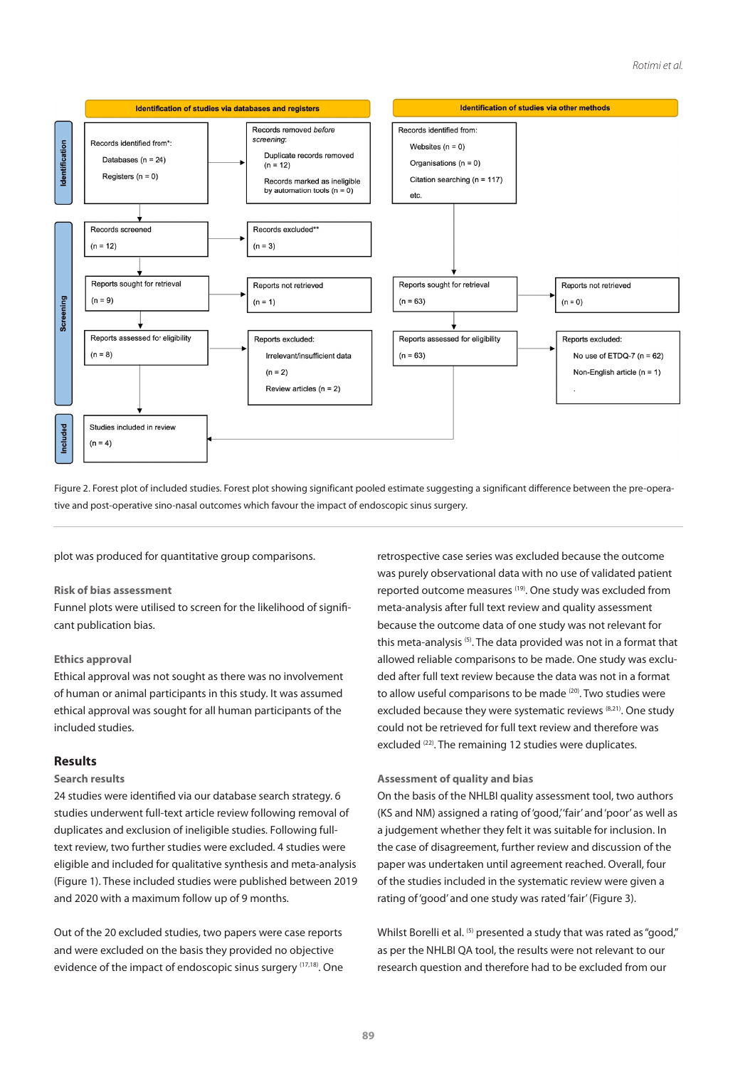**Identification of studies via databases and registers**

**Identification**

- Records identified from*:
  - Databases (n = 24)
  - Registers (n = 0)
- Records removed *before screening*:
  - Duplicate records removed (n = 12)
  - Records marked as ineligible by automation tools (n = 0)

**Screening**

- Records screened (n = 12)
- Records excluded** (n = 3)
- Reports sought for retrieval (n = 9)
- Reports not retrieved (n = 1)
- Reports assessed for eligibility (n = 8)
- Reports excluded:
  - Irrelevant/insufficient data (n = 2)
  - Review articles (n = 2)

**Identification of studies via other methods**

- Records identified from:
  - Websites (n = 0)
  - Organisations (n = 0)
  - Citation searching (n = 117)
  - etc.
- Reports sought for retrieval (n = 63)
- Reports not retrieved (n = 0)
- Reports assessed for eligibility (n = 63)
- Reports excluded:
  - No use of ETDQ-7 (n = 62)
  - Non-English article (n = 1)

**Included**

- Studies included in review (n = 4)

Figure 2. Forest plot of included studies. Forest plot showing significant pooled estimate suggesting a significant difference between the pre-operative and post-operative sino-nasal outcomes which favour the impact of endoscopic sinus surgery.

plot was produced for quantitative group comparisons.

### Risk of bias assessment

Funnel plots were utilised to screen for the likelihood of significant publication bias.

### Ethics approval

Ethical approval was not sought as there was no involvement of human or animal participants in this study. It was assumed ethical approval was sought for all human participants of the included studies.

## Results

### Search results

24 studies were identified via our database search strategy. 6 studies underwent full-text article review following removal of duplicates and exclusion of ineligible studies. Following full-text review, two further studies were excluded. 4 studies were eligible and included for qualitative synthesis and meta-analysis (Figure 1). These included studies were published between 2019 and 2020 with a maximum follow up of 9 months.

Out of the 20 excluded studies, two papers were case reports and were excluded on the basis they provided no objective evidence of the impact of endoscopic sinus surgery [17,18]. One retrospective case series was excluded because the outcome was purely observational data with no use of validated patient reported outcome measures [19]. One study was excluded from meta-analysis after full text review and quality assessment because the outcome data of one study was not relevant for this meta-analysis [5]. The data provided was not in a format that allowed reliable comparisons to be made. One study was excluded after full text review because the data was not in a format to allow useful comparisons to be made [20]. Two studies were excluded because they were systematic reviews [8,21]. One study could not be retrieved for full text review and therefore was excluded [22]. The remaining 12 studies were duplicates.

### Assessment of quality and bias

On the basis of the NHLBI quality assessment tool, two authors (KS and NM) assigned a rating of 'good,' 'fair' and 'poor' as well as a judgement whether they felt it was suitable for inclusion. In the case of disagreement, further review and discussion of the paper was undertaken until agreement reached. Overall, four of the studies included in the systematic review were given a rating of 'good' and one study was rated 'fair' (Figure 3).

Whilst Borelli et al. [5] presented a study that was rated as "good," as per the NHLBI QA tool, the results were not relevant to our research question and therefore had to be excluded from our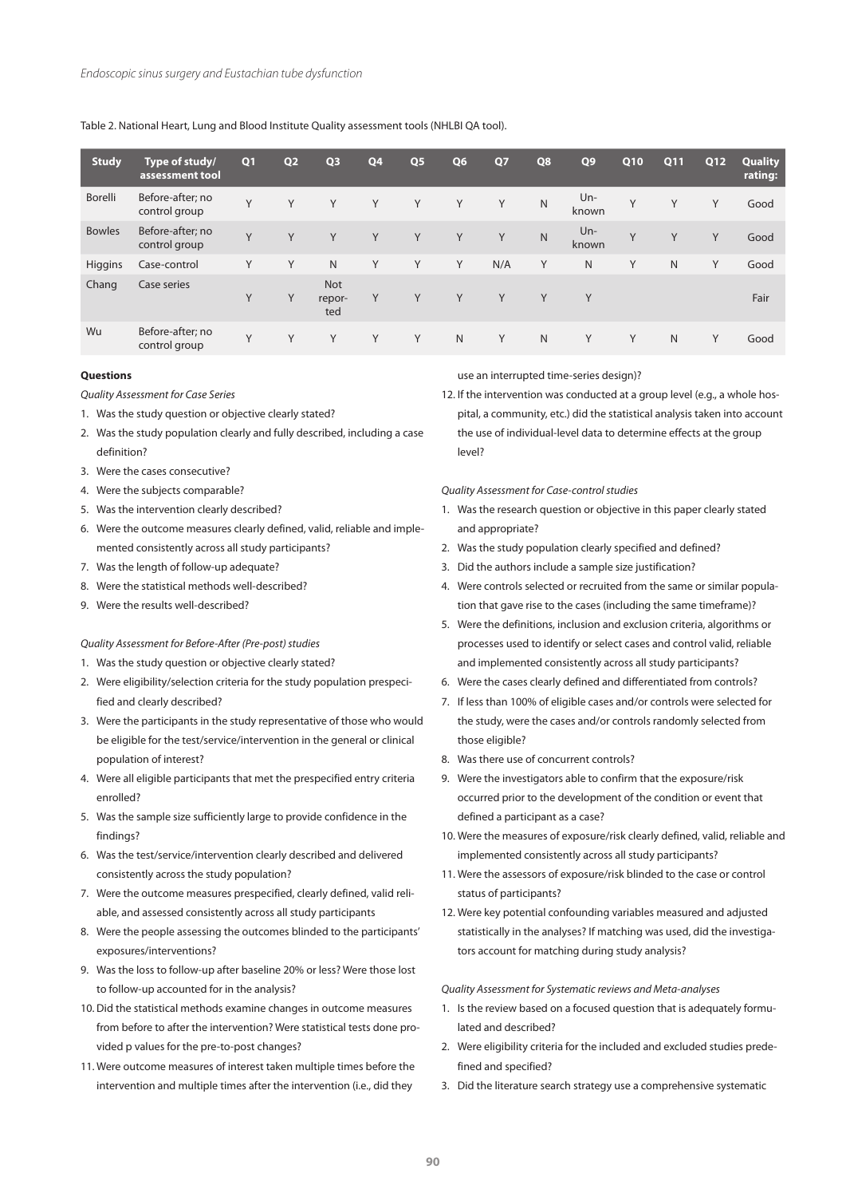Table 2. National Heart, Lung and Blood Institute Quality assessment tools (NHLBI QA tool).

| Study | Type of study/ assessment tool | Q1 | Q2 | Q3 | Q4 | Q5 | Q6 | Q7 | Q8 | Q9 | Q10 | Q11 | Q12 | Quality rating: |
|---|---|---|---|---|---|---|---|---|---|---|---|---|---|---|
| Borelli | Before-after; no control group | Y | Y | Y | Y | Y | Y | Y | N | Unknown | Y | Y | Y | Good |
| Bowles | Before-after; no control group | Y | Y | Y | Y | Y | Y | Y | N | Unknown | Y | Y | Y | Good |
| Higgins | Case-control | Y | Y | N | Y | Y | Y | N/A | Y | N | Y | N | Y | Good |
| Chang | Case series | Y | Y | Not reported | Y | Y | Y | Y | Y | Y | | | | Fair |
| Wu | Before-after; no control group | Y | Y | Y | Y | Y | N | Y | N | Y | Y | N | Y | Good |

**Questions**

*Quality Assessment for Case Series*

1. Was the study question or objective clearly stated?
2. Was the study population clearly and fully described, including a case definition?
3. Were the cases consecutive?
4. Were the subjects comparable?
5. Was the intervention clearly described?
6. Were the outcome measures clearly defined, valid, reliable and implemented consistently across all study participants?
7. Was the length of follow-up adequate?
8. Were the statistical methods well-described?
9. Were the results well-described?

*Quality Assessment for Before-After (Pre-post) studies*

1. Was the study question or objective clearly stated?
2. Were eligibility/selection criteria for the study population prespecified and clearly described?
3. Were the participants in the study representative of those who would be eligible for the test/service/intervention in the general or clinical population of interest?
4. Were all eligible participants that met the prespecified entry criteria enrolled?
5. Was the sample size sufficiently large to provide confidence in the findings?
6. Was the test/service/intervention clearly described and delivered consistently across the study population?
7. Were the outcome measures prespecified, clearly defined, valid reliable, and assessed consistently across all study participants
8. Were the people assessing the outcomes blinded to the participants' exposures/interventions?
9. Was the loss to follow-up after baseline 20% or less? Were those lost to follow-up accounted for in the analysis?
10. Did the statistical methods examine changes in outcome measures from before to after the intervention? Were statistical tests done provided p values for the pre-to-post changes?
11. Were outcome measures of interest taken multiple times before the intervention and multiple times after the intervention (i.e., did they use an interrupted time-series design)?
12. If the intervention was conducted at a group level (e.g., a whole hospital, a community, etc.) did the statistical analysis taken into account the use of individual-level data to determine effects at the group level?

*Quality Assessment for Case-control studies*

1. Was the research question or objective in this paper clearly stated and appropriate?
2. Was the study population clearly specified and defined?
3. Did the authors include a sample size justification?
4. Were controls selected or recruited from the same or similar population that gave rise to the cases (including the same timeframe)?
5. Were the definitions, inclusion and exclusion criteria, algorithms or processes used to identify or select cases and control valid, reliable and implemented consistently across all study participants?
6. Were the cases clearly defined and differentiated from controls?
7. If less than 100% of eligible cases and/or controls were selected for the study, were the cases and/or controls randomly selected from those eligible?
8. Was there use of concurrent controls?
9. Were the investigators able to confirm that the exposure/risk occurred prior to the development of the condition or event that defined a participant as a case?
10. Were the measures of exposure/risk clearly defined, valid, reliable and implemented consistently across all study participants?
11. Were the assessors of exposure/risk blinded to the case or control status of participants?
12. Were key potential confounding variables measured and adjusted statistically in the analyses? If matching was used, did the investigators account for matching during study analysis?

*Quality Assessment for Systematic reviews and Meta-analyses*

1. Is the review based on a focused question that is adequately formulated and described?
2. Were eligibility criteria for the included and excluded studies predefined and specified?
3. Did the literature search strategy use a comprehensive systematic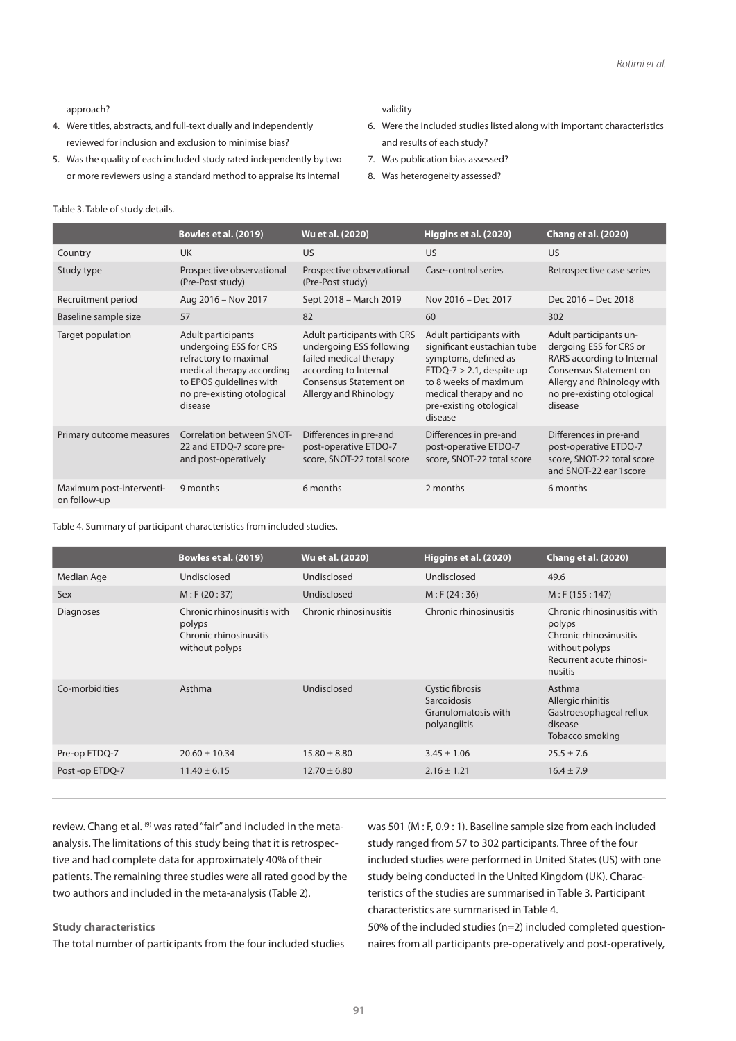approach?

4. Were titles, abstracts, and full-text dually and independently reviewed for inclusion and exclusion to minimise bias?
5. Was the quality of each included study rated independently by two or more reviewers using a standard method to appraise its internal validity
6. Were the included studies listed along with important characteristics and results of each study?
7. Was publication bias assessed?
8. Was heterogeneity assessed?

Table 3. Table of study details.

| | Bowles et al. (2019) | Wu et al. (2020) | Higgins et al. (2020) | Chang et al. (2020) |
|---|---|---|---|---|
| Country | UK | US | US | US |
| Study type | Prospective observational (Pre-Post study) | Prospective observational (Pre-Post study) | Case-control series | Retrospective case series |
| Recruitment period | Aug 2016 – Nov 2017 | Sept 2018 – March 2019 | Nov 2016 – Dec 2017 | Dec 2016 – Dec 2018 |
| Baseline sample size | 57 | 82 | 60 | 302 |
| Target population | Adult participants undergoing ESS for CRS refractory to maximal medical therapy according to EPOS guidelines with no pre-existing otological disease | Adult participants with CRS undergoing ESS following failed medical therapy according to Internal Consensus Statement on Allergy and Rhinology | Adult participants with significant eustachian tube symptoms, defined as ETDQ-7 > 2.1, despite up to 8 weeks of maximum medical therapy and no pre-existing otological disease | Adult participants undergoing ESS for CRS or RARS according to Internal Consensus Statement on Allergy and Rhinology with no pre-existing otological disease |
| Primary outcome measures | Correlation between SNOT-22 and ETDQ-7 score pre- and post-operatively | Differences in pre-and post-operative ETDQ-7 score, SNOT-22 total score | Differences in pre-and post-operative ETDQ-7 score, SNOT-22 total score | Differences in pre-and post-operative ETDQ-7 score, SNOT-22 total score and SNOT-22 ear 1score |
| Maximum post-intervention follow-up | 9 months | 6 months | 2 months | 6 months |

Table 4. Summary of participant characteristics from included studies.

| | Bowles et al. (2019) | Wu et al. (2020) | Higgins et al. (2020) | Chang et al. (2020) |
|---|---|---|---|---|
| Median Age | Undisclosed | Undisclosed | Undisclosed | 49.6 |
| Sex | M : F (20 : 37) | Undisclosed | M : F (24 : 36) | M : F (155 : 147) |
| Diagnoses | Chronic rhinosinusitis with polyps<br>Chronic rhinosinusitis without polyps | Chronic rhinosinusitis | Chronic rhinosinusitis | Chronic rhinosinusitis with polyps<br>Chronic rhinosinusitis without polyps<br>Recurrent acute rhinosinusitis |
| Co-morbidities | Asthma | Undisclosed | Cystic fibrosis<br>Sarcoidosis<br>Granulomatosis with polyangiitis | Asthma<br>Allergic rhinitis<br>Gastroesophageal reflux disease<br>Tobacco smoking |
| Pre-op ETDQ-7 | 20.60 ± 10.34 | 15.80 ± 8.80 | 3.45 ± 1.06 | 25.5 ± 7.6 |
| Post -op ETDQ-7 | 11.40 ± 6.15 | 12.70 ± 6.80 | 2.16 ± 1.21 | 16.4 ± 7.9 |

review. Chang et al. [9] was rated "fair" and included in the meta-analysis. The limitations of this study being that it is retrospective and had complete data for approximately 40% of their patients. The remaining three studies were all rated good by the two authors and included in the meta-analysis (Table 2).

### Study characteristics

The total number of participants from the four included studies was 501 (M : F, 0.9 : 1). Baseline sample size from each included study ranged from 57 to 302 participants. Three of the four included studies were performed in United States (US) with one study being conducted in the United Kingdom (UK). Characteristics of the studies are summarised in Table 3. Participant characteristics are summarised in Table 4.

50% of the included studies (n=2) included completed questionnaires from all participants pre-operatively and post-operatively,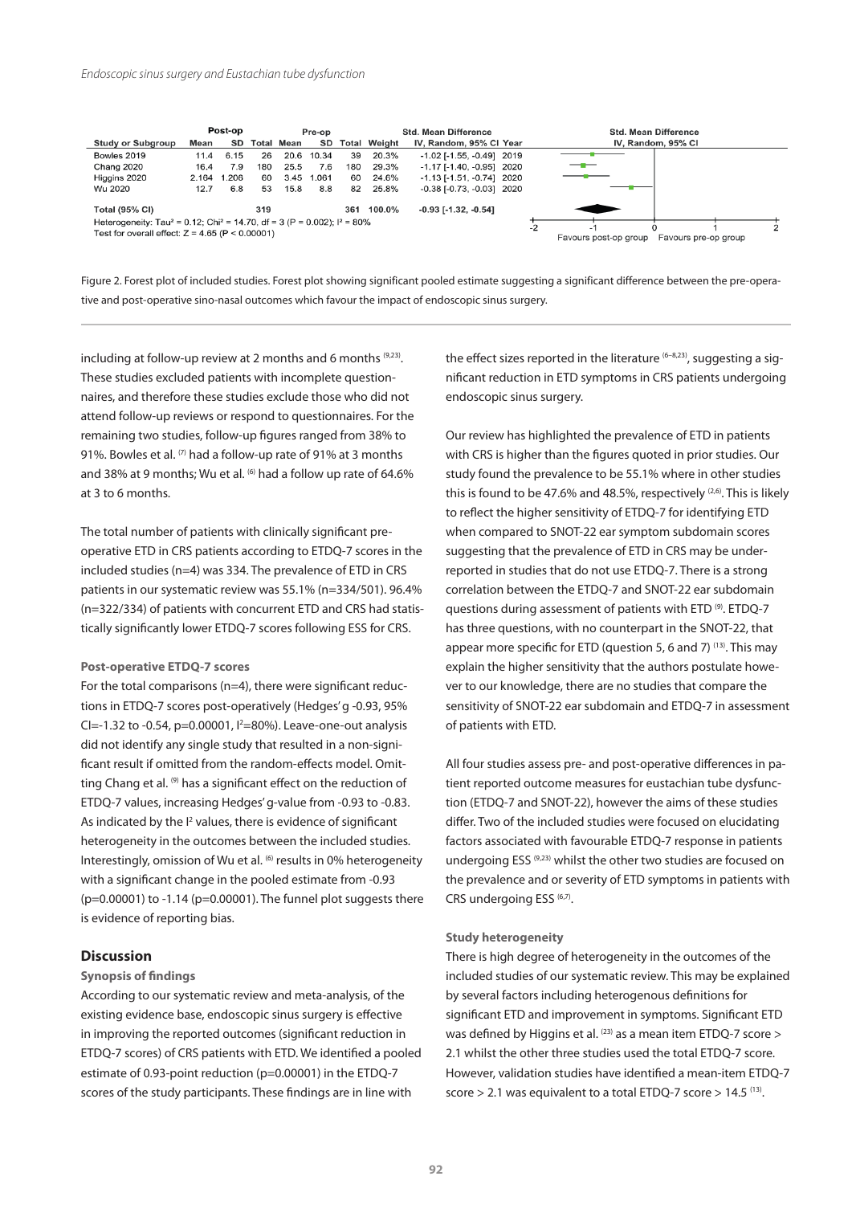| Study or Subgroup | Post-op Mean | Post-op SD | Post-op Total | Pre-op Mean | Pre-op SD | Pre-op Total | Weight | Std. Mean Difference IV, Random, 95% CI | Year |
|---|---|---|---|---|---|---|---|---|---|
| Bowles 2019 | 11.4 | 6.15 | 26 | 20.6 | 10.34 | 39 | 20.3% | -1.02 [-1.55, -0.49] | 2019 |
| Chang 2020 | 16.4 | 7.9 | 180 | 25.5 | 7.6 | 180 | 29.3% | -1.17 [-1.40, -0.95] | 2020 |
| Higgins 2020 | 2.164 | 1.206 | 60 | 3.45 | 1.061 | 60 | 24.6% | -1.13 [-1.51, -0.74] | 2020 |
| Wu 2020 | 12.7 | 6.8 | 53 | 15.8 | 8.8 | 82 | 25.8% | -0.38 [-0.73, -0.03] | 2020 |
| **Total (95% CI)** | | | 319 | | | 361 | 100.0% | -0.93 [-1.32, -0.54] | |

Heterogeneity: $Tau^2 = 0.12$; $Chi^2 = 14.70$, $df = 3$ ($P = 0.002$); $I^2 = 80\%$
Test for overall effect: $Z = 4.65$ ($P < 0.00001$)

Figure 2. Forest plot of included studies. Forest plot showing significant pooled estimate suggesting a significant difference between the pre-operative and post-operative sino-nasal outcomes which favour the impact of endoscopic sinus surgery.

including at follow-up review at 2 months and 6 months [9,23]. These studies excluded patients with incomplete questionnaires, and therefore these studies exclude those who did not attend follow-up reviews or respond to questionnaires. For the remaining two studies, follow-up figures ranged from 38% to 91%. Bowles et al. [7] had a follow-up rate of 91% at 3 months and 38% at 9 months; Wu et al. [6] had a follow up rate of 64.6% at 3 to 6 months.

The total number of patients with clinically significant pre-operative ETD in CRS patients according to ETDQ-7 scores in the included studies (n=4) was 334. The prevalence of ETD in CRS patients in our systematic review was 55.1% (n=334/501). 96.4% (n=322/334) of patients with concurrent ETD and CRS had statistically significantly lower ETDQ-7 scores following ESS for CRS.

**Post-operative ETDQ-7 scores**

For the total comparisons (n=4), there were significant reductions in ETDQ-7 scores post-operatively (Hedges' g -0.93, 95% CI=-1.32 to -0.54, p=0.00001, $I^2$=80%). Leave-one-out analysis did not identify any single study that resulted in a non-significant result if omitted from the random-effects model. Omitting Chang et al. [9] has a significant effect on the reduction of ETDQ-7 values, increasing Hedges' g-value from -0.93 to -0.83. As indicated by the $I^2$ values, there is evidence of significant heterogeneity in the outcomes between the included studies. Interestingly, omission of Wu et al. [6] results in 0% heterogeneity with a significant change in the pooled estimate from -0.93 (p=0.00001) to -1.14 (p=0.00001). The funnel plot suggests there is evidence of reporting bias.

## Discussion

**Synopsis of findings**

According to our systematic review and meta-analysis, of the existing evidence base, endoscopic sinus surgery is effective in improving the reported outcomes (significant reduction in ETDQ-7 scores) of CRS patients with ETD. We identified a pooled estimate of 0.93-point reduction (p=0.00001) in the ETDQ-7 scores of the study participants. These findings are in line with the effect sizes reported in the literature [6–8,23], suggesting a significant reduction in ETD symptoms in CRS patients undergoing endoscopic sinus surgery.

Our review has highlighted the prevalence of ETD in patients with CRS is higher than the figures quoted in prior studies. Our study found the prevalence to be 55.1% where in other studies this is found to be 47.6% and 48.5%, respectively [2,6]. This is likely to reflect the higher sensitivity of ETDQ-7 for identifying ETD when compared to SNOT-22 ear symptom subdomain scores suggesting that the prevalence of ETD in CRS may be under-reported in studies that do not use ETDQ-7. There is a strong correlation between the ETDQ-7 and SNOT-22 ear subdomain questions during assessment of patients with ETD [9]. ETDQ-7 has three questions, with no counterpart in the SNOT-22, that appear more specific for ETD (question 5, 6 and 7) [13]. This may explain the higher sensitivity that the authors postulate however to our knowledge, there are no studies that compare the sensitivity of SNOT-22 ear subdomain and ETDQ-7 in assessment of patients with ETD.

All four studies assess pre- and post-operative differences in patient reported outcome measures for eustachian tube dysfunction (ETDQ-7 and SNOT-22), however the aims of these studies differ. Two of the included studies were focused on elucidating factors associated with favourable ETDQ-7 response in patients undergoing ESS [9,23] whilst the other two studies are focused on the prevalence and or severity of ETD symptoms in patients with CRS undergoing ESS [6,7].

**Study heterogeneity**

There is high degree of heterogeneity in the outcomes of the included studies of our systematic review. This may be explained by several factors including heterogenous definitions for significant ETD and improvement in symptoms. Significant ETD was defined by Higgins et al. [23] as a mean item ETDQ-7 score > 2.1 whilst the other three studies used the total ETDQ-7 score. However, validation studies have identified a mean-item ETDQ-7 score > 2.1 was equivalent to a total ETDQ-7 score > 14.5 [13].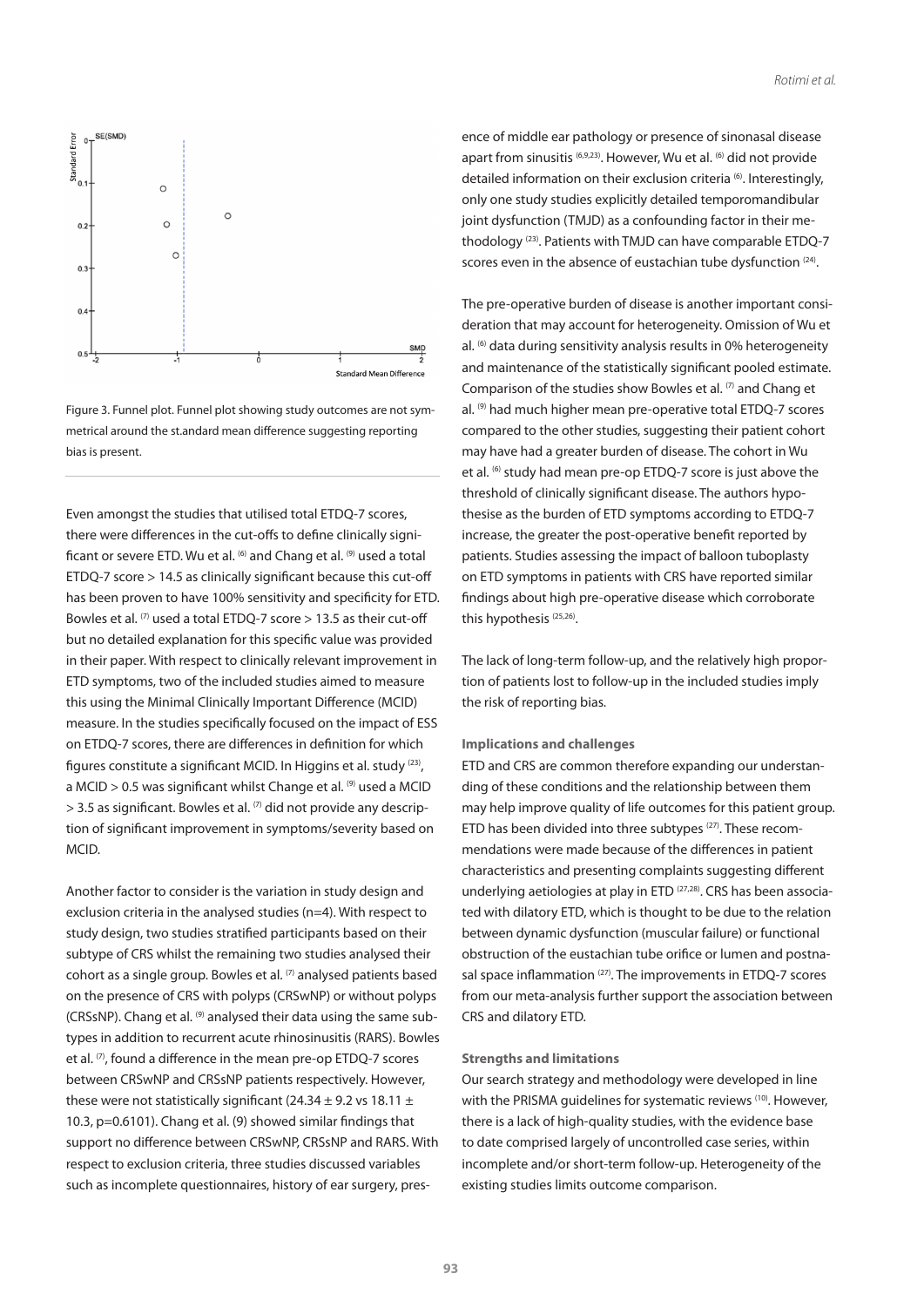Figure 3. Funnel plot. Funnel plot showing study outcomes are not symmetrical around the st.andard mean difference suggesting reporting bias is present.

Even amongst the studies that utilised total ETDQ-7 scores, there were differences in the cut-offs to define clinically significant or severe ETD. Wu et al. [6] and Chang et al. [9] used a total ETDQ-7 score > 14.5 as clinically significant because this cut-off has been proven to have 100% sensitivity and specificity for ETD. Bowles et al. [7] used a total ETDQ-7 score > 13.5 as their cut-off but no detailed explanation for this specific value was provided in their paper. With respect to clinically relevant improvement in ETD symptoms, two of the included studies aimed to measure this using the Minimal Clinically Important Difference (MCID) measure. In the studies specifically focused on the impact of ESS on ETDQ-7 scores, there are differences in definition for which figures constitute a significant MCID. In Higgins et al. study [23], a MCID > 0.5 was significant whilst Change et al. [9] used a MCID > 3.5 as significant. Bowles et al. [7] did not provide any description of significant improvement in symptoms/severity based on MCID.

Another factor to consider is the variation in study design and exclusion criteria in the analysed studies (n=4). With respect to study design, two studies stratified participants based on their subtype of CRS whilst the remaining two studies analysed their cohort as a single group. Bowles et al. [7] analysed patients based on the presence of CRS with polyps (CRSwNP) or without polyps (CRSsNP). Chang et al. [9] analysed their data using the same subtypes in addition to recurrent acute rhinosinusitis (RARS). Bowles et al. [7], found a difference in the mean pre-op ETDQ-7 scores between CRSwNP and CRSsNP patients respectively. However, these were not statistically significant (24.34 ± 9.2 vs 18.11 ± 10.3, p=0.6101). Chang et al. (9) showed similar findings that support no difference between CRSwNP, CRSsNP and RARS. With respect to exclusion criteria, three studies discussed variables such as incomplete questionnaires, history of ear surgery, presence of middle ear pathology or presence of sinonasal disease apart from sinusitis [6,9,23]. However, Wu et al. [6] did not provide detailed information on their exclusion criteria [6]. Interestingly, only one study studies explicitly detailed temporomandibular joint dysfunction (TMJD) as a confounding factor in their methodology [23]. Patients with TMJD can have comparable ETDQ-7 scores even in the absence of eustachian tube dysfunction [24].

The pre-operative burden of disease is another important consideration that may account for heterogeneity. Omission of Wu et al. [6] data during sensitivity analysis results in 0% heterogeneity and maintenance of the statistically significant pooled estimate. Comparison of the studies show Bowles et al. [7] and Chang et al. [9] had much higher mean pre-operative total ETDQ-7 scores compared to the other studies, suggesting their patient cohort may have had a greater burden of disease. The cohort in Wu et al. [6] study had mean pre-op ETDQ-7 score is just above the threshold of clinically significant disease. The authors hypothesise as the burden of ETD symptoms according to ETDQ-7 increase, the greater the post-operative benefit reported by patients. Studies assessing the impact of balloon tuboplasty on ETD symptoms in patients with CRS have reported similar findings about high pre-operative disease which corroborate this hypothesis [25,26].

The lack of long-term follow-up, and the relatively high proportion of patients lost to follow-up in the included studies imply the risk of reporting bias.

#### Implications and challenges

ETD and CRS are common therefore expanding our understanding of these conditions and the relationship between them may help improve quality of life outcomes for this patient group. ETD has been divided into three subtypes [27]. These recommendations were made because of the differences in patient characteristics and presenting complaints suggesting different underlying aetiologies at play in ETD [27,28]. CRS has been associated with dilatory ETD, which is thought to be due to the relation between dynamic dysfunction (muscular failure) or functional obstruction of the eustachian tube orifice or lumen and postnasal space inflammation [27]. The improvements in ETDQ-7 scores from our meta-analysis further support the association between CRS and dilatory ETD.

#### Strengths and limitations

Our search strategy and methodology were developed in line with the PRISMA guidelines for systematic reviews [10]. However, there is a lack of high-quality studies, with the evidence base to date comprised largely of uncontrolled case series, within incomplete and/or short-term follow-up. Heterogeneity of the existing studies limits outcome comparison.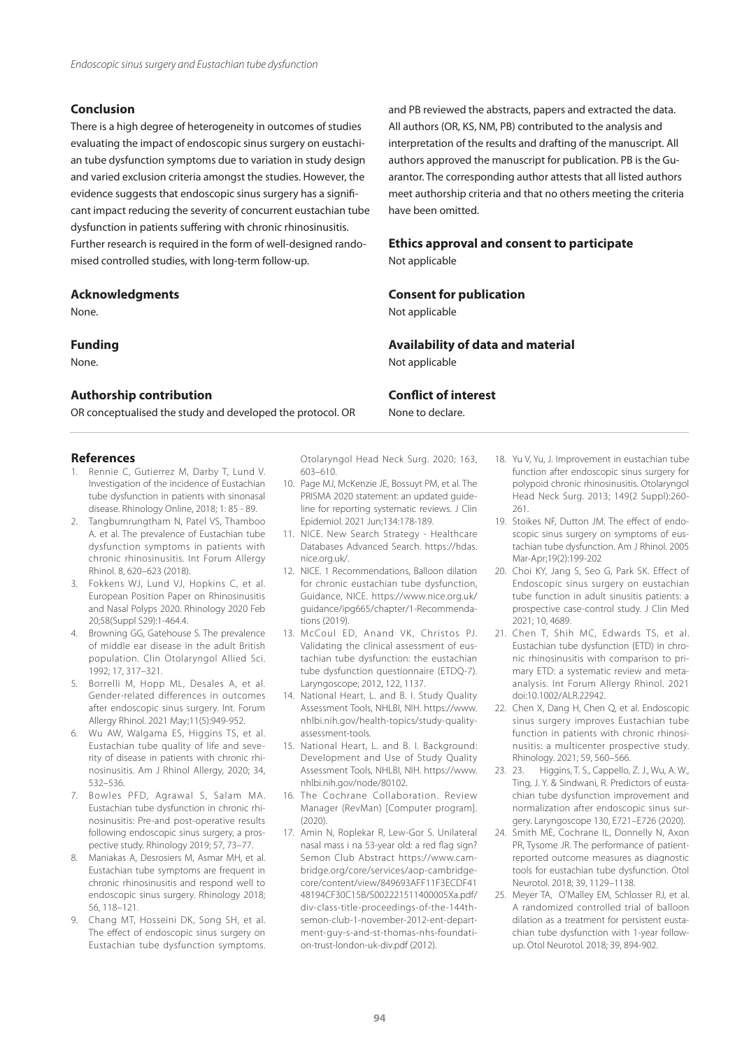## Conclusion

There is a high degree of heterogeneity in outcomes of studies evaluating the impact of endoscopic sinus surgery on eustachian tube dysfunction symptoms due to variation in study design and varied exclusion criteria amongst the studies. However, the evidence suggests that endoscopic sinus surgery has a significant impact reducing the severity of concurrent eustachian tube dysfunction in patients suffering with chronic rhinosinusitis. Further research is required in the form of well-designed randomised controlled studies, with long-term follow-up.

## Acknowledgments

None.

## Funding

None.

## Authorship contribution

OR conceptualised the study and developed the protocol. OR and PB reviewed the abstracts, papers and extracted the data. All authors (OR, KS, NM, PB) contributed to the analysis and interpretation of the results and drafting of the manuscript. All authors approved the manuscript for publication. PB is the Guarantor. The corresponding author attests that all listed authors meet authorship criteria and that no others meeting the criteria have been omitted.

## Ethics approval and consent to participate

Not applicable

## Consent for publication

Not applicable

## Availability of data and material

Not applicable

## Conflict of interest

None to declare.

## References

1. Rennie C, Gutierrez M, Darby T, Lund V. Investigation of the incidence of Eustachian tube dysfunction in patients with sinonasal disease. Rhinology Online, 2018; 1: 85 - 89.
2. Tangbumrungtham N, Patel VS, Thamboo A. et al. The prevalence of Eustachian tube dysfunction symptoms in patients with chronic rhinosinusitis. Int Forum Allergy Rhinol. 8, 620–623 (2018).
3. Fokkens WJ, Lund VJ, Hopkins C, et al. European Position Paper on Rhinosinusitis and Nasal Polyps 2020. Rhinology 2020 Feb 20;58(Suppl S29):1-464.4.
4. Browning GG, Gatehouse S. The prevalence of middle ear disease in the adult British population. Clin Otolaryngol Allied Sci. 1992; 17, 317–321.
5. Borrelli M, Hopp ML, Desales A, et al. Gender-related differences in outcomes after endoscopic sinus surgery. Int. Forum Allergy Rhinol. 2021 May;11(5):949-952.
6. Wu AW, Walgama ES, Higgins TS, et al. Eustachian tube quality of life and severity of disease in patients with chronic rhinosinusitis. Am J Rhinol Allergy, 2020; 34, 532–536.
7. Bowles PFD, Agrawal S, Salam MA. Eustachian tube dysfunction in chronic rhinosinusitis: Pre-and post-operative results following endoscopic sinus surgery, a prospective study. Rhinology 2019; 57, 73–77.
8. Maniakas A, Desrosiers M, Asmar MH, et al. Eustachian tube symptoms are frequent in chronic rhinosinusitis and respond well to endoscopic sinus surgery. Rhinology 2018; 56, 118–121.
9. Chang MT, Hosseini DK, Song SH, et al. The effect of endoscopic sinus surgery on Eustachian tube dysfunction symptoms. Otolaryngol Head Neck Surg. 2020; 163, 603–610.
10. Page MJ, McKenzie JE, Bossuyt PM, et al. The PRISMA 2020 statement: an updated guideline for reporting systematic reviews. J Clin Epidemiol. 2021 Jun;134:178-189.
11. NICE. New Search Strategy - Healthcare Databases Advanced Search. https://hdas.nice.org.uk/.
12. NICE. 1 Recommendations, Balloon dilation for chronic eustachian tube dysfunction, Guidance, NICE. https://www.nice.org.uk/guidance/ipg665/chapter/1-Recommendations (2019).
13. McCoul ED, Anand VK, Christos PJ. Validating the clinical assessment of eustachian tube dysfunction: the eustachian tube dysfunction questionnaire (ETDQ-7). Laryngoscope; 2012, 122, 1137.
14. National Heart, L. and B. I. Study Quality Assessment Tools, NHLBI, NIH. https://www.nhlbi.nih.gov/health-topics/study-quality-assessment-tools.
15. National Heart, L. and B. I. Background: Development and Use of Study Quality Assessment Tools, NHLBI, NIH. https://www.nhlbi.nih.gov/node/80102.
16. The Cochrane Collaboration. Review Manager (RevMan) [Computer program]. (2020).
17. Amin N, Roplekar R, Lew-Gor S. Unilateral nasal mass i na 53-year old: a red flag sign? Semon Club Abstract https://www.cambridge.org/core/services/aop-cambridge-core/content/view/849693AFF11F3ECDF4148194CF30C15B/S002221511400005Xa.pdf/div-class-title-proceedings-of-the-144th-semon-club-1-november-2012-ent-department-guy-s-and-st-thomas-nhs-foundation-trust-london-uk-div.pdf (2012).
18. Yu V, Yu, J. Improvement in eustachian tube function after endoscopic sinus surgery for polypoid chronic rhinosinusitis. Otolaryngol Head Neck Surg. 2013; 149(2 Suppl):260-261.
19. Stoikes NF, Dutton JM. The effect of endoscopic sinus surgery on symptoms of eustachian tube dysfunction. Am J Rhinol. 2005 Mar-Apr;19(2):199-202
20. Choi KY, Jang S, Seo G, Park SK. Effect of Endoscopic sinus surgery on eustachian tube function in adult sinusitis patients: a prospective case-control study. J Clin Med 2021; 10, 4689.
21. Chen T, Shih MC, Edwards TS, et al. Eustachian tube dysfunction (ETD) in chronic rhinosinusitis with comparison to primary ETD: a systematic review and meta-analysis. Int Forum Allergy Rhinol. 2021 doi:10.1002/ALR.22942.
22. Chen X, Dang H, Chen Q, et al. Endoscopic sinus surgery improves Eustachian tube function in patients with chronic rhinosinusitis: a multicenter prospective study. Rhinology. 2021; 59, 560–566.
23. 23. Higgins, T. S., Cappello, Z. J., Wu, A. W., Ting, J. Y. & Sindwani, R. Predictors of eustachian tube dysfunction improvement and normalization after endoscopic sinus surgery. Laryngoscope 130, E721–E726 (2020).
24. Smith ME, Cochrane IL, Donnelly N, Axon PR, Tysome JR. The performance of patient-reported outcome measures as diagnostic tools for eustachian tube dysfunction. Otol Neurotol. 2018; 39, 1129–1138.
25. Meyer TA, O'Malley EM, Schlosser RJ, et al. A randomized controlled trial of balloon dilation as a treatment for persistent eustachian tube dysfunction with 1-year follow-up. Otol Neurotol. 2018; 39, 894-902.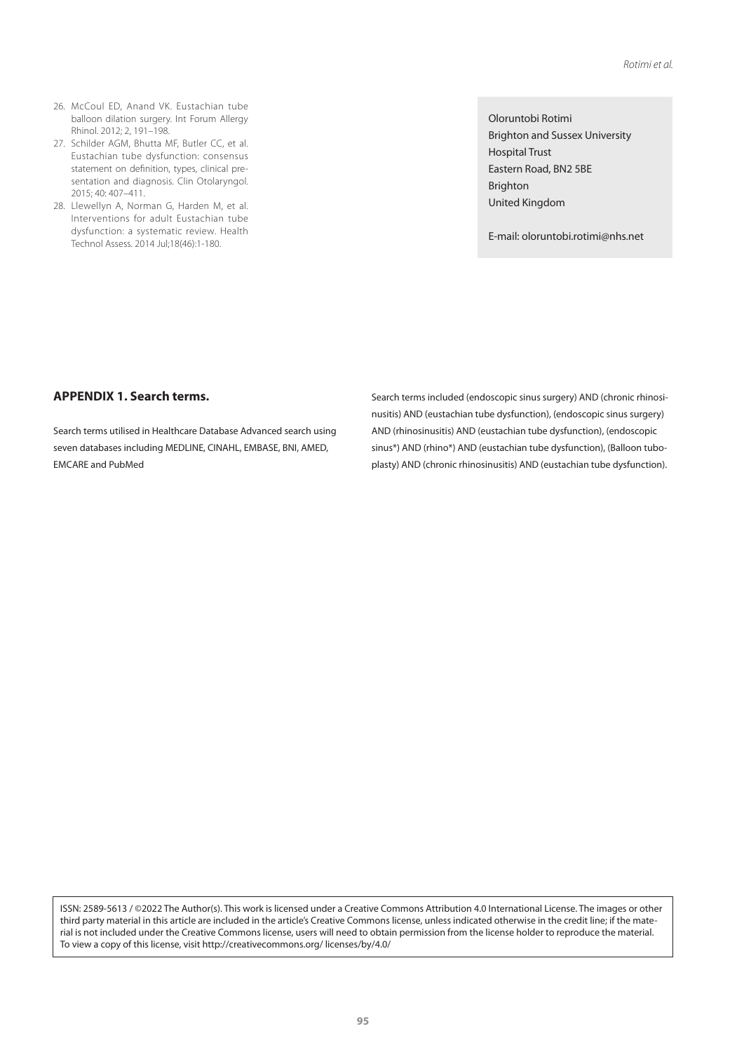26. McCoul ED, Anand VK. Eustachian tube balloon dilation surgery. Int Forum Allergy Rhinol. 2012; 2, 191–198.
27. Schilder AGM, Bhutta MF, Butler CC, et al. Eustachian tube dysfunction: consensus statement on definition, types, clinical presentation and diagnosis. Clin Otolaryngol. 2015; 40: 407–411.
28. Llewellyn A, Norman G, Harden M, et al. Interventions for adult Eustachian tube dysfunction: a systematic review. Health Technol Assess. 2014 Jul;18(46):1-180.

Oloruntobi Rotimi
Brighton and Sussex University Hospital Trust
Eastern Road, BN2 5BE
Brighton
United Kingdom

E-mail: oloruntobi.rotimi@nhs.net

## APPENDIX 1. Search terms.

Search terms utilised in Healthcare Database Advanced search using seven databases including MEDLINE, CINAHL, EMBASE, BNI, AMED, EMCARE and PubMed

Search terms included (endoscopic sinus surgery) AND (chronic rhinosinusitis) AND (eustachian tube dysfunction), (endoscopic sinus surgery) AND (rhinosinusitis) AND (eustachian tube dysfunction), (endoscopic sinus*) AND (rhino*) AND (eustachian tube dysfunction), (Balloon tuboplasty) AND (chronic rhinosinusitis) AND (eustachian tube dysfunction).

ISSN: 2589-5613 / ©2022 The Author(s). This work is licensed under a Creative Commons Attribution 4.0 International License. The images or other third party material in this article are included in the article's Creative Commons license, unless indicated otherwise in the credit line; if the material is not included under the Creative Commons license, users will need to obtain permission from the license holder to reproduce the material. To view a copy of this license, visit http://creativecommons.org/ licenses/by/4.0/